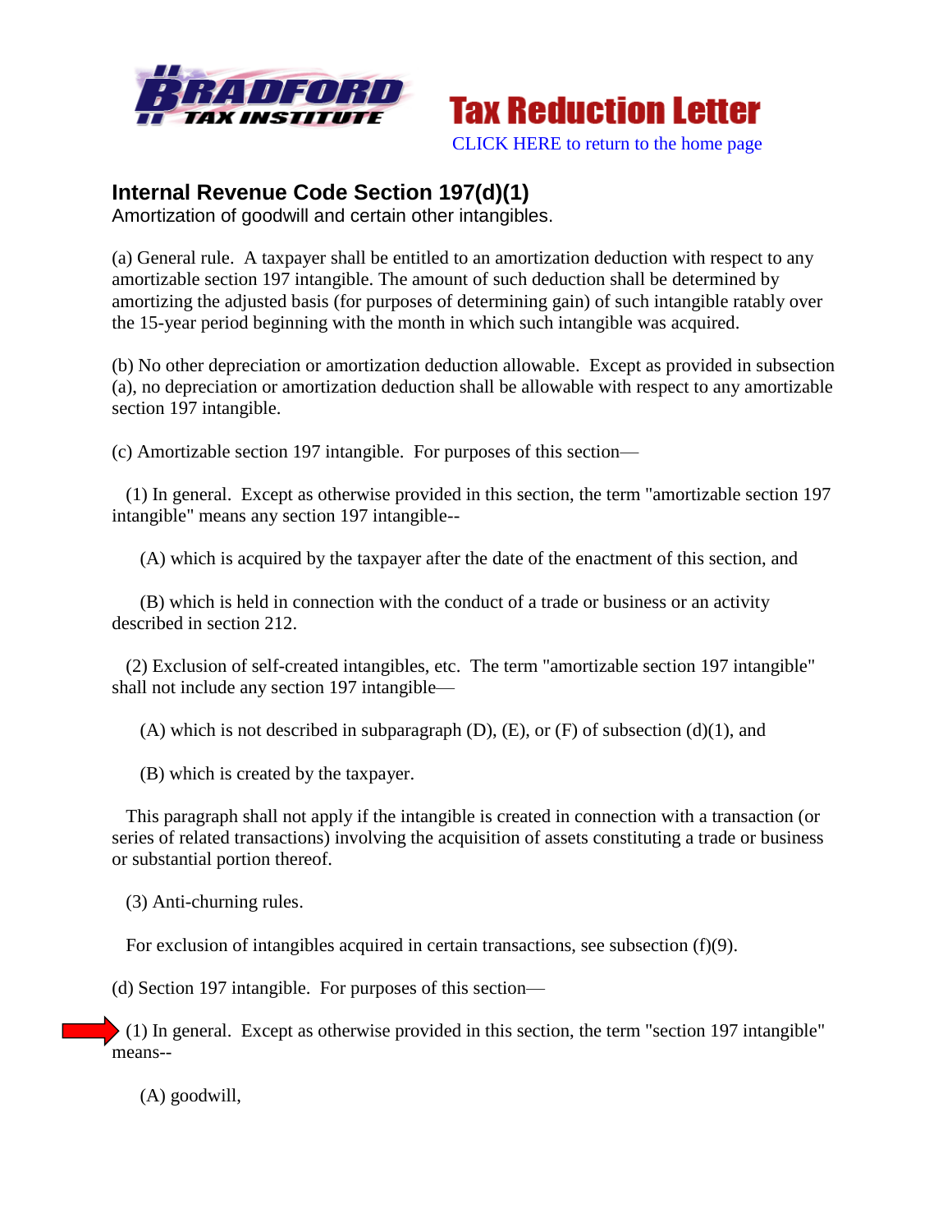# Internal Revenue Code Section 197(d)(1)

Amortization of goodwill and certain other intangibles.

(a) General rule. A taxpayer shall be entitled to an amortization deduction with respect to any amortizable section 197 intangible. The amount of such deduction shall be determined by amortizing the adjusted basis (for purposes of determining gain) of such intangible ratably over the 15-year period beginning with the month in which such intangible was acquired.

(b) No other depreciation or amortization deduction allowable. Except as provided in subsection (a), no depreciation or amortization deduction shall be allowable with respect to any amortizable section 197 intangible.

(c) Amortizable section 197 intangible. For purposes of this section—

(1) In general. Except as otherwise provided in this section, the term "amortizable section 197 intangible" means any section 197 intangible--

(A) which is acquired by the taxpayer after the date of the enactment of this section, and

(B) which is held in connection with the conduct of a trade or business or an activity described in section 212.

(2) Exclusion of self-created intangibles, etc. The term "amortizable section 197 intangible" shall not include any section 197 intangible—

(A) which is not described in subparagraph (D), (E), or (F) of subsection (d)(1), and

(B) which is created by the taxpayer.

This paragraph shall not apply if the intangible is created in connection with a transaction (or series of related transactions) involving the acquisition of assets constituting a trade or business or substantial portion thereof.

(3) Anti-churning rules.

For exclusion of intangibles acquired in certain transactions, see subsection (f)(9).

(d) Section 197 intangible. For purposes of this section—

(1) In general. Except as otherwise provided in this section, the term "section 197 intangible" means--

(A) goodwill,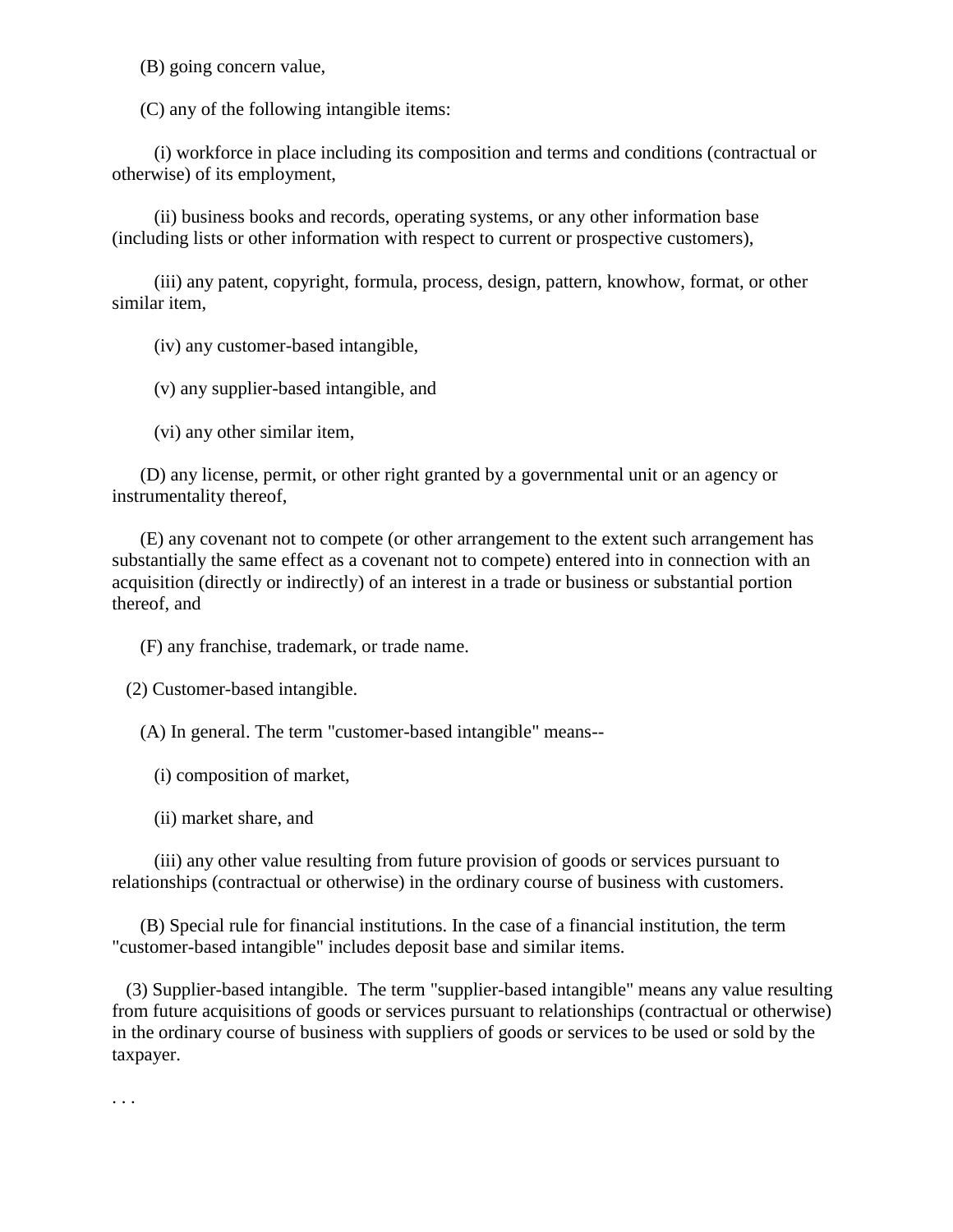(B) going concern value,

(C) any of the following intangible items:

(i) workforce in place including its composition and terms and conditions (contractual or otherwise) of its employment,

(ii) business books and records, operating systems, or any other information base (including lists or other information with respect to current or prospective customers),

(iii) any patent, copyright, formula, process, design, pattern, knowhow, format, or other similar item,

(iv) any customer-based intangible,

(v) any supplier-based intangible, and

(vi) any other similar item,

(D) any license, permit, or other right granted by a governmental unit or an agency or instrumentality thereof,

(E) any covenant not to compete (or other arrangement to the extent such arrangement has substantially the same effect as a covenant not to compete) entered into in connection with an acquisition (directly or indirectly) of an interest in a trade or business or substantial portion thereof, and

(F) any franchise, trademark, or trade name.

(2) Customer-based intangible.

(A) In general. The term "customer-based intangible" means--

(i) composition of market,

(ii) market share, and

(iii) any other value resulting from future provision of goods or services pursuant to relationships (contractual or otherwise) in the ordinary course of business with customers.

(B) Special rule for financial institutions. In the case of a financial institution, the term "customer-based intangible" includes deposit base and similar items.

(3) Supplier-based intangible. The term "supplier-based intangible" means any value resulting from future acquisitions of goods or services pursuant to relationships (contractual or otherwise) in the ordinary course of business with suppliers of goods or services to be used or sold by the taxpayer.

. . .